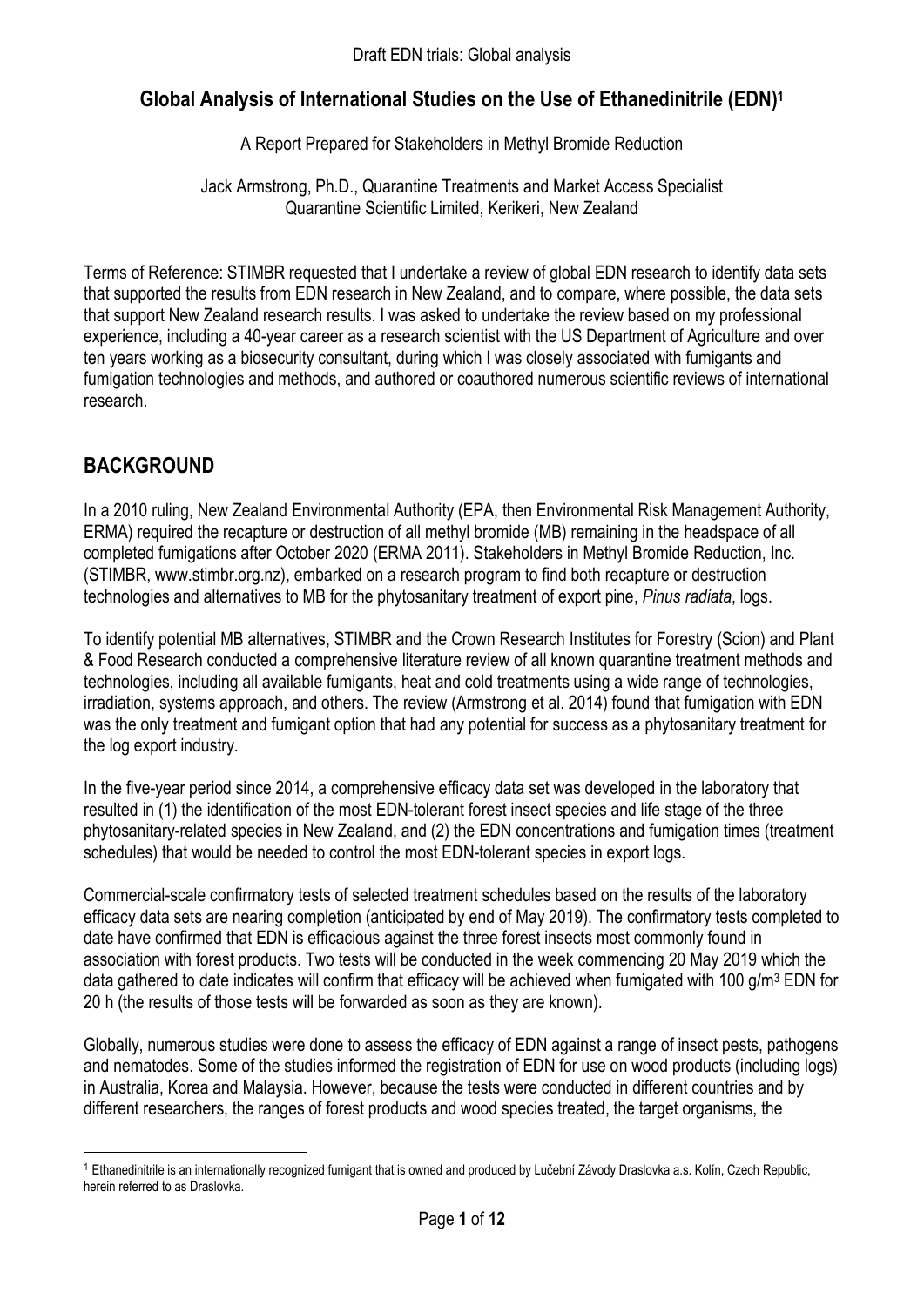# Global Analysis of International Studies on the Use of Ethanedinitrile (EDN)[1]

A Report Prepared for Stakeholders in Methyl Bromide Reduction

Jack Armstrong, Ph.D., Quarantine Treatments and Market Access Specialist
Quarantine Scientific Limited, Kerikeri, New Zealand

Terms of Reference: STIMBR requested that I undertake a review of global EDN research to identify data sets that supported the results from EDN research in New Zealand, and to compare, where possible, the data sets that support New Zealand research results. I was asked to undertake the review based on my professional experience, including a 40-year career as a research scientist with the US Department of Agriculture and over ten years working as a biosecurity consultant, during which I was closely associated with fumigants and fumigation technologies and methods, and authored or coauthored numerous scientific reviews of international research.

## BACKGROUND

In a 2010 ruling, New Zealand Environmental Authority (EPA, then Environmental Risk Management Authority, ERMA) required the recapture or destruction of all methyl bromide (MB) remaining in the headspace of all completed fumigations after October 2020 (ERMA 2011). Stakeholders in Methyl Bromide Reduction, Inc. (STIMBR, www.stimbr.org.nz), embarked on a research program to find both recapture or destruction technologies and alternatives to MB for the phytosanitary treatment of export pine, *Pinus radiata*, logs.

To identify potential MB alternatives, STIMBR and the Crown Research Institutes for Forestry (Scion) and Plant & Food Research conducted a comprehensive literature review of all known quarantine treatment methods and technologies, including all available fumigants, heat and cold treatments using a wide range of technologies, irradiation, systems approach, and others. The review (Armstrong et al. 2014) found that fumigation with EDN was the only treatment and fumigant option that had any potential for success as a phytosanitary treatment for the log export industry.

In the five-year period since 2014, a comprehensive efficacy data set was developed in the laboratory that resulted in (1) the identification of the most EDN-tolerant forest insect species and life stage of the three phytosanitary-related species in New Zealand, and (2) the EDN concentrations and fumigation times (treatment schedules) that would be needed to control the most EDN-tolerant species in export logs.

Commercial-scale confirmatory tests of selected treatment schedules based on the results of the laboratory efficacy data sets are nearing completion (anticipated by end of May 2019). The confirmatory tests completed to date have confirmed that EDN is efficacious against the three forest insects most commonly found in association with forest products. Two tests will be conducted in the week commencing 20 May 2019 which the data gathered to date indicates will confirm that efficacy will be achieved when fumigated with 100 g/m$^3$ EDN for 20 h (the results of those tests will be forwarded as soon as they are known).

Globally, numerous studies were done to assess the efficacy of EDN against a range of insect pests, pathogens and nematodes. Some of the studies informed the registration of EDN for use on wood products (including logs) in Australia, Korea and Malaysia. However, because the tests were conducted in different countries and by different researchers, the ranges of forest products and wood species treated, the target organisms, the

[1] Ethanedinitrile is an internationally recognized fumigant that is owned and produced by Lučební Závody Draslovka a.s. Kolín, Czech Republic, herein referred to as Draslovka.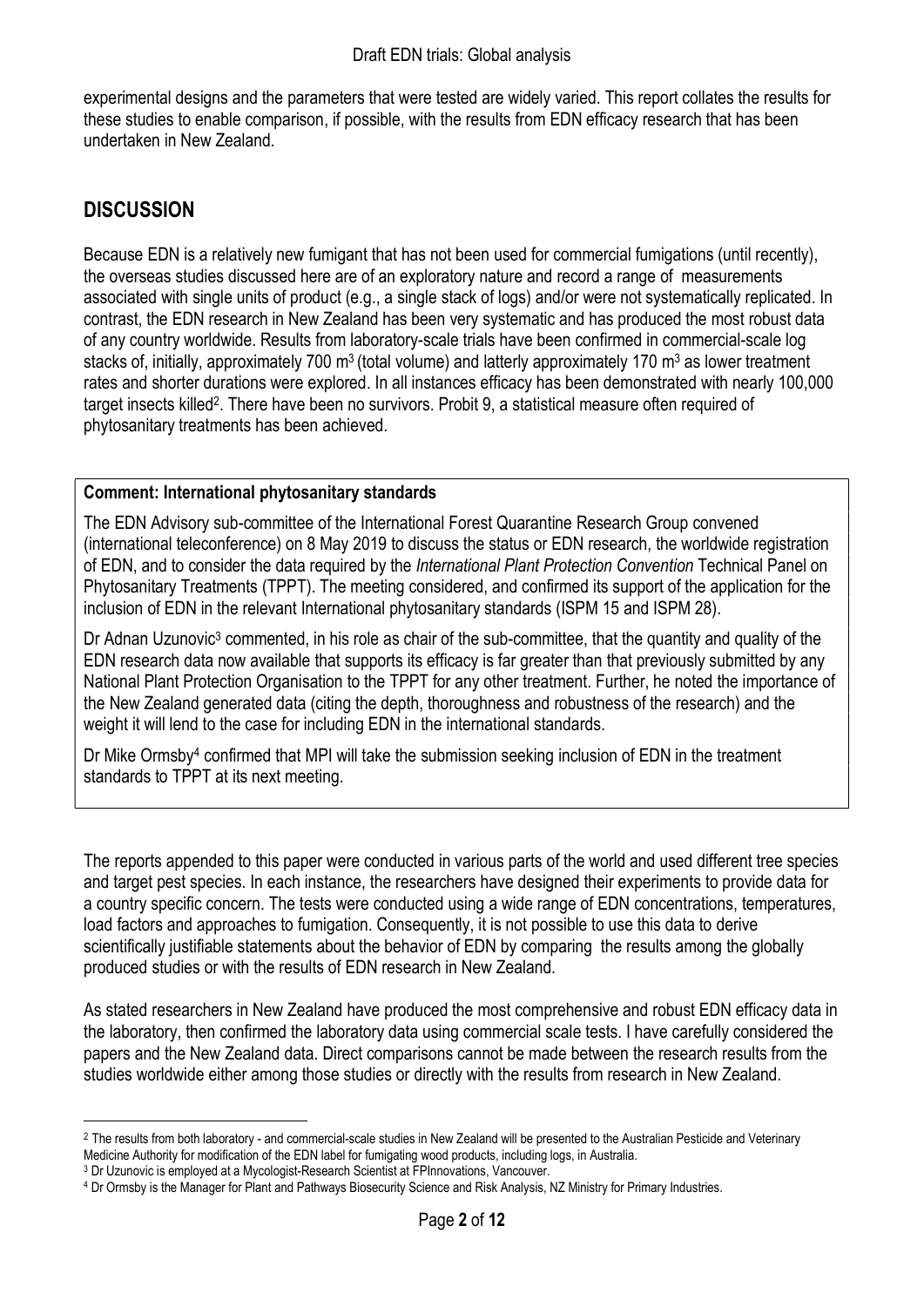experimental designs and the parameters that were tested are widely varied. This report collates the results for these studies to enable comparison, if possible, with the results from EDN efficacy research that has been undertaken in New Zealand.

## DISCUSSION

Because EDN is a relatively new fumigant that has not been used for commercial fumigations (until recently), the overseas studies discussed here are of an exploratory nature and record a range of measurements associated with single units of product (e.g., a single stack of logs) and/or were not systematically replicated. In contrast, the EDN research in New Zealand has been very systematic and has produced the most robust data of any country worldwide. Results from laboratory-scale trials have been confirmed in commercial-scale log stacks of, initially, approximately 700 $m^3$ (total volume) and latterly approximately 170 $m^3$ as lower treatment rates and shorter durations were explored. In all instances efficacy has been demonstrated with nearly 100,000 target insects killed[2]. There have been no survivors. Probit 9, a statistical measure often required of phytosanitary treatments has been achieved.

**Comment: International phytosanitary standards**

The EDN Advisory sub-committee of the International Forest Quarantine Research Group convened (international teleconference) on 8 May 2019 to discuss the status or EDN research, the worldwide registration of EDN, and to consider the data required by the *International Plant Protection Convention* Technical Panel on Phytosanitary Treatments (TPPT). The meeting considered, and confirmed its support of the application for the inclusion of EDN in the relevant International phytosanitary standards (ISPM 15 and ISPM 28).

Dr Adnan Uzunovic[3] commented, in his role as chair of the sub-committee, that the quantity and quality of the EDN research data now available that supports its efficacy is far greater than that previously submitted by any National Plant Protection Organisation to the TPPT for any other treatment. Further, he noted the importance of the New Zealand generated data (citing the depth, thoroughness and robustness of the research) and the weight it will lend to the case for including EDN in the international standards.

Dr Mike Ormsby[4] confirmed that MPI will take the submission seeking inclusion of EDN in the treatment standards to TPPT at its next meeting.

The reports appended to this paper were conducted in various parts of the world and used different tree species and target pest species. In each instance, the researchers have designed their experiments to provide data for a country specific concern. The tests were conducted using a wide range of EDN concentrations, temperatures, load factors and approaches to fumigation. Consequently, it is not possible to use this data to derive scientifically justifiable statements about the behavior of EDN by comparing the results among the globally produced studies or with the results of EDN research in New Zealand.

As stated researchers in New Zealand have produced the most comprehensive and robust EDN efficacy data in the laboratory, then confirmed the laboratory data using commercial scale tests. I have carefully considered the papers and the New Zealand data. Direct comparisons cannot be made between the research results from the studies worldwide either among those studies or directly with the results from research in New Zealand.

---

[2] The results from both laboratory - and commercial-scale studies in New Zealand will be presented to the Australian Pesticide and Veterinary Medicine Authority for modification of the EDN label for fumigating wood products, including logs, in Australia.

[3] Dr Uzunovic is employed at a Mycologist-Research Scientist at FPInnovations, Vancouver.

[4] Dr Ormsby is the Manager for Plant and Pathways Biosecurity Science and Risk Analysis, NZ Ministry for Primary Industries.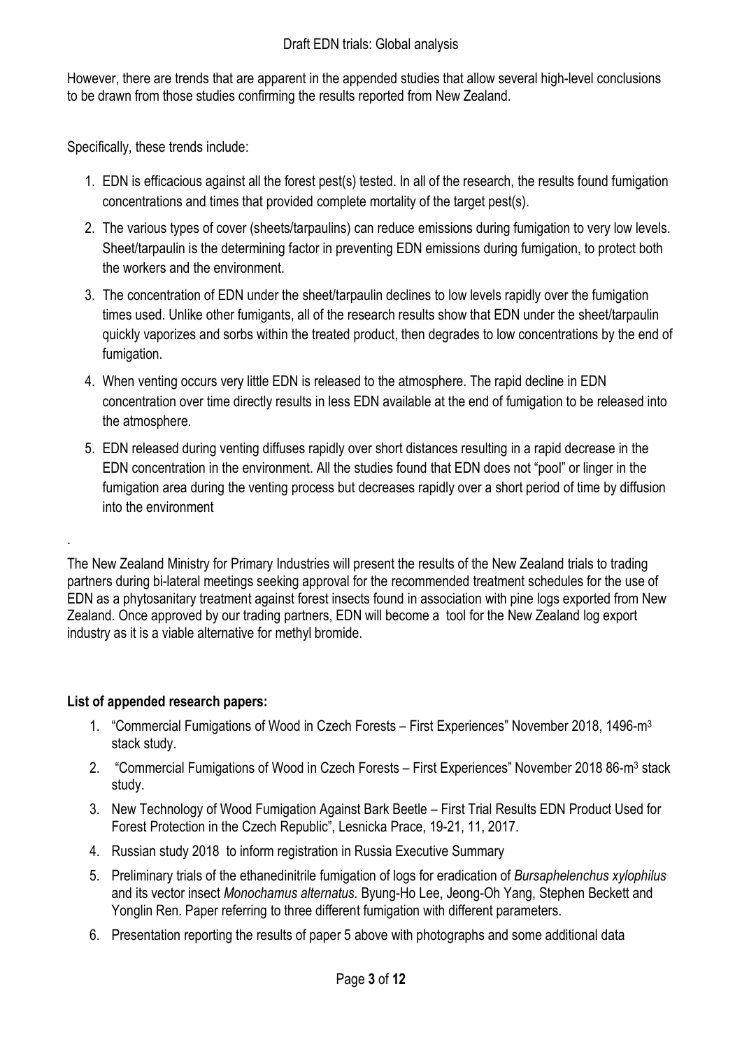However, there are trends that are apparent in the appended studies that allow several high-level conclusions to be drawn from those studies confirming the results reported from New Zealand.

Specifically, these trends include:

1. EDN is efficacious against all the forest pest(s) tested. In all of the research, the results found fumigation concentrations and times that provided complete mortality of the target pest(s).
2. The various types of cover (sheets/tarpaulins) can reduce emissions during fumigation to very low levels. Sheet/tarpaulin is the determining factor in preventing EDN emissions during fumigation, to protect both the workers and the environment.
3. The concentration of EDN under the sheet/tarpaulin declines to low levels rapidly over the fumigation times used. Unlike other fumigants, all of the research results show that EDN under the sheet/tarpaulin quickly vaporizes and sorbs within the treated product, then degrades to low concentrations by the end of fumigation.
4. When venting occurs very little EDN is released to the atmosphere. The rapid decline in EDN concentration over time directly results in less EDN available at the end of fumigation to be released into the atmosphere.
5. EDN released during venting diffuses rapidly over short distances resulting in a rapid decrease in the EDN concentration in the environment. All the studies found that EDN does not "pool" or linger in the fumigation area during the venting process but decreases rapidly over a short period of time by diffusion into the environment

.

The New Zealand Ministry for Primary Industries will present the results of the New Zealand trials to trading partners during bi-lateral meetings seeking approval for the recommended treatment schedules for the use of EDN as a phytosanitary treatment against forest insects found in association with pine logs exported from New Zealand. Once approved by our trading partners, EDN will become a tool for the New Zealand log export industry as it is a viable alternative for methyl bromide.

**List of appended research papers:**

1. "Commercial Fumigations of Wood in Czech Forests – First Experiences" November 2018, 1496-$m^3$ stack study.
2. "Commercial Fumigations of Wood in Czech Forests – First Experiences" November 2018 86-$m^3$ stack study.
3. New Technology of Wood Fumigation Against Bark Beetle – First Trial Results EDN Product Used for Forest Protection in the Czech Republic", Lesnicka Prace, 19-21, 11, 2017.
4. Russian study 2018 to inform registration in Russia Executive Summary
5. Preliminary trials of the ethanedinitrile fumigation of logs for eradication of *Bursaphelenchus xylophilus* and its vector insect *Monochamus alternatus*. Byung-Ho Lee, Jeong-Oh Yang, Stephen Beckett and Yonglin Ren. Paper referring to three different fumigation with different parameters.
6. Presentation reporting the results of paper 5 above with photographs and some additional data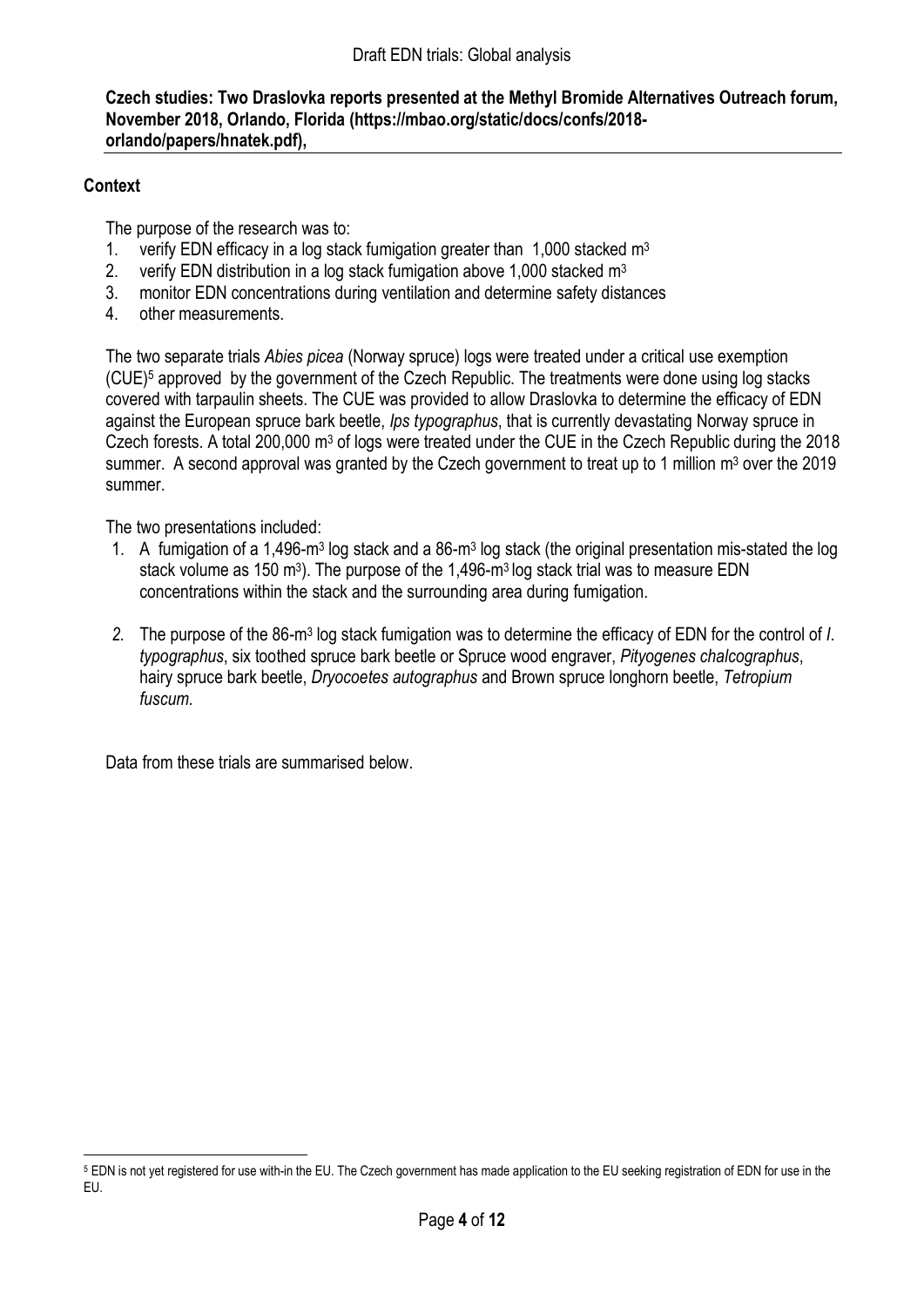**Czech studies: Two Draslovka reports presented at the Methyl Bromide Alternatives Outreach forum, November 2018, Orlando, Florida (https://mbao.org/static/docs/confs/2018-orlando/papers/hnatek.pdf),**

## Context

The purpose of the research was to:

1. verify EDN efficacy in a log stack fumigation greater than 1,000 stacked $m^3$
2. verify EDN distribution in a log stack fumigation above 1,000 stacked $m^3$
3. monitor EDN concentrations during ventilation and determine safety distances
4. other measurements.

The two separate trials *Abies picea* (Norway spruce) logs were treated under a critical use exemption (CUE)[5] approved by the government of the Czech Republic. The treatments were done using log stacks covered with tarpaulin sheets. The CUE was provided to allow Draslovka to determine the efficacy of EDN against the European spruce bark beetle, *Ips typographus*, that is currently devastating Norway spruce in Czech forests. A total 200,000 $m^3$ of logs were treated under the CUE in the Czech Republic during the 2018 summer. A second approval was granted by the Czech government to treat up to 1 million $m^3$ over the 2019 summer.

The two presentations included:

1. A fumigation of a 1,496-$m^3$ log stack and a 86-$m^3$ log stack (the original presentation mis-stated the log stack volume as 150 $m^3$). The purpose of the 1,496-$m^3$ log stack trial was to measure EDN concentrations within the stack and the surrounding area during fumigation.
2. The purpose of the 86-$m^3$ log stack fumigation was to determine the efficacy of EDN for the control of *I. typographus*, six toothed spruce bark beetle or Spruce wood engraver, *Pityogenes chalcographus*, hairy spruce bark beetle, *Dryocoetes autographus* and Brown spruce longhorn beetle, *Tetropium fuscum.*

Data from these trials are summarised below.

---

[5] EDN is not yet registered for use with-in the EU. The Czech government has made application to the EU seeking registration of EDN for use in the EU.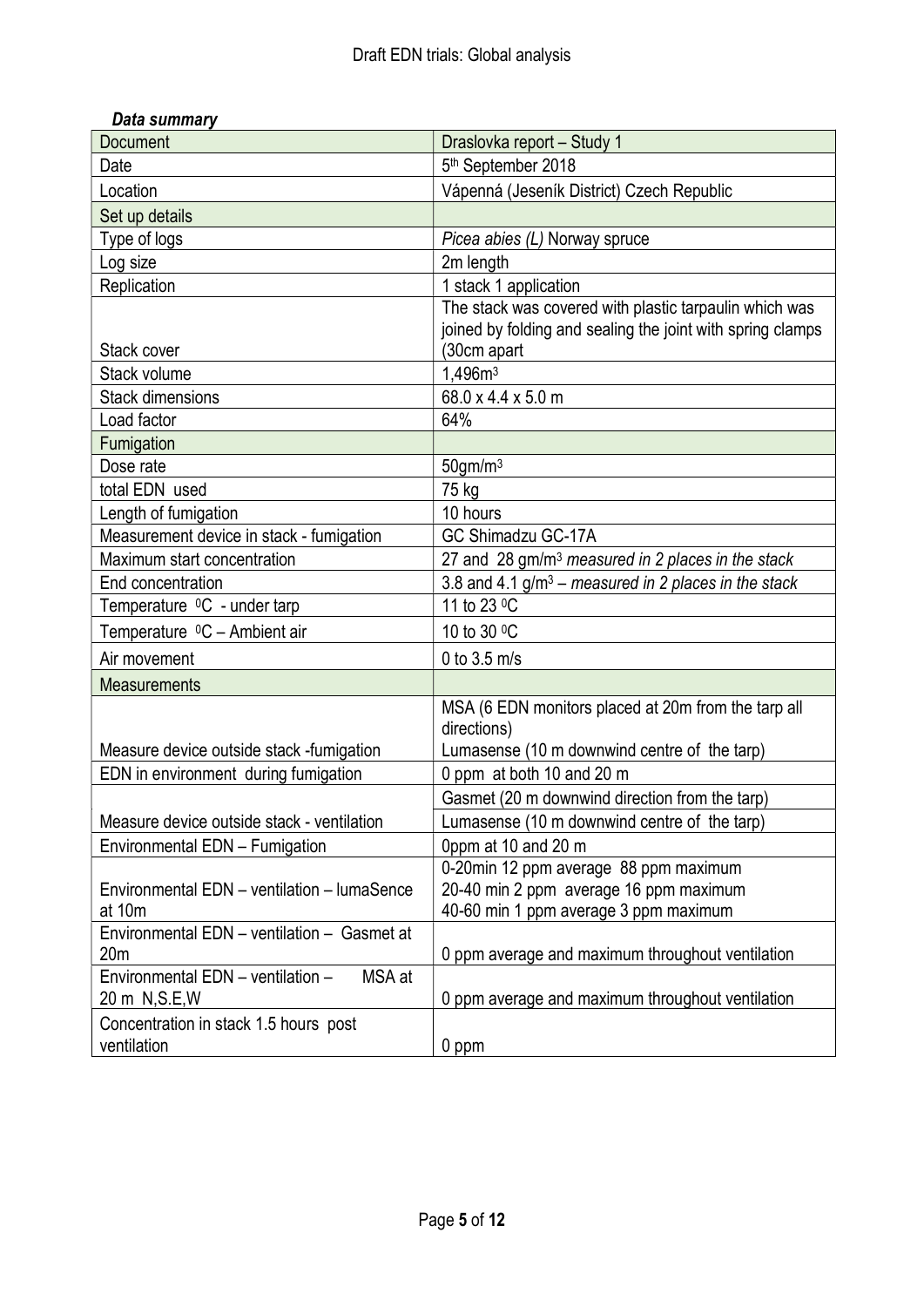***Data summary***

| Document | Draslovka report – Study 1 |
|---|---|
| Date | 5th September 2018 |
| Location | Vápenná (Jeseník District) Czech Republic |
| Set up details | |
| Type of logs | *Picea abies (L)* Norway spruce |
| Log size | 2m length |
| Replication | 1 stack 1 application |
| Stack cover | The stack was covered with plastic tarpaulin which was joined by folding and sealing the joint with spring clamps (30cm apart |
| Stack volume | 1,496m$^3$ |
| Stack dimensions | 68.0 x 4.4 x 5.0 m |
| Load factor | 64% |
| Fumigation | |
| Dose rate | 50gm/m$^3$ |
| total EDN used | 75 kg |
| Length of fumigation | 10 hours |
| Measurement device in stack - fumigation | GC Shimadzu GC-17A |
| Maximum start concentration | 27 and 28 gm/m$^3$ *measured in 2 places in the stack* |
| End concentration | 3.8 and 4.1 g/m$^3$ – *measured in 2 places in the stack* |
| Temperature $^0$C - under tarp | 11 to 23 $^0$C |
| Temperature $^0$C – Ambient air | 10 to 30 $^0$C |
| Air movement | 0 to 3.5 m/s |
| Measurements | |
| Measure device outside stack -fumigation | MSA (6 EDN monitors placed at 20m from the tarp all directions)<br>Lumasense (10 m downwind centre of the tarp) |
| EDN in environment during fumigation | 0 ppm at both 10 and 20 m |
| Measure device outside stack - ventilation | Gasmet (20 m downwind direction from the tarp)<br>Lumasense (10 m downwind centre of the tarp) |
| Environmental EDN – Fumigation | 0ppm at 10 and 20 m |
| Environmental EDN – ventilation – lumaSence at 10m | 0-20min 12 ppm average 88 ppm maximum<br>20-40 min 2 ppm average 16 ppm maximum<br>40-60 min 1 ppm average 3 ppm maximum |
| Environmental EDN – ventilation – Gasmet at 20m | 0 ppm average and maximum throughout ventilation |
| Environmental EDN – ventilation – MSA at 20 m N,S,E,W | 0 ppm average and maximum throughout ventilation |
| Concentration in stack 1.5 hours post ventilation | 0 ppm |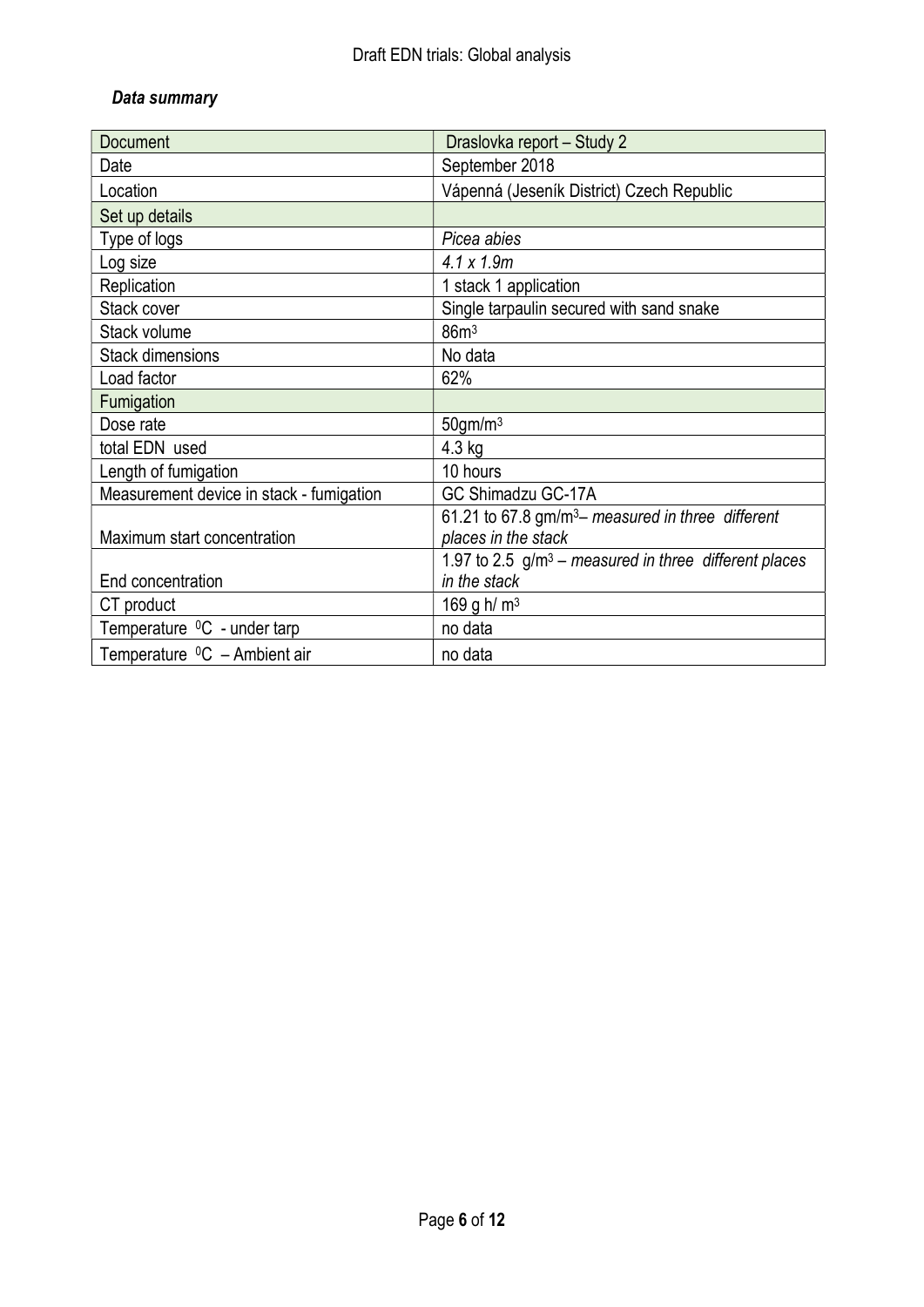***Data summary***

| Document | Draslovka report – Study 2 |
| --- | --- |
| Date | September 2018 |
| Location | Vápenná (Jeseník District) Czech Republic |
| Set up details | |
| Type of logs | *Picea abies* |
| Log size | *4.1 x 1.9m* |
| Replication | 1 stack 1 application |
| Stack cover | Single tarpaulin secured with sand snake |
| Stack volume | $86m^3$ |
| Stack dimensions | No data |
| Load factor | 62% |
| Fumigation | |
| Dose rate | $50gm/m^3$ |
| total EDN used | 4.3 kg |
| Length of fumigation | 10 hours |
| Measurement device in stack - fumigation | GC Shimadzu GC-17A |
| Maximum start concentration | 61.21 to 67.8 $gm/m^3$– *measured in three different places in the stack* |
| End concentration | 1.97 to 2.5 $g/m^3$ – *measured in three different places in the stack* |
| CT product | 169 g h/ $m^3$ |
| Temperature $^0C$ - under tarp | no data |
| Temperature $^0C$ – Ambient air | no data |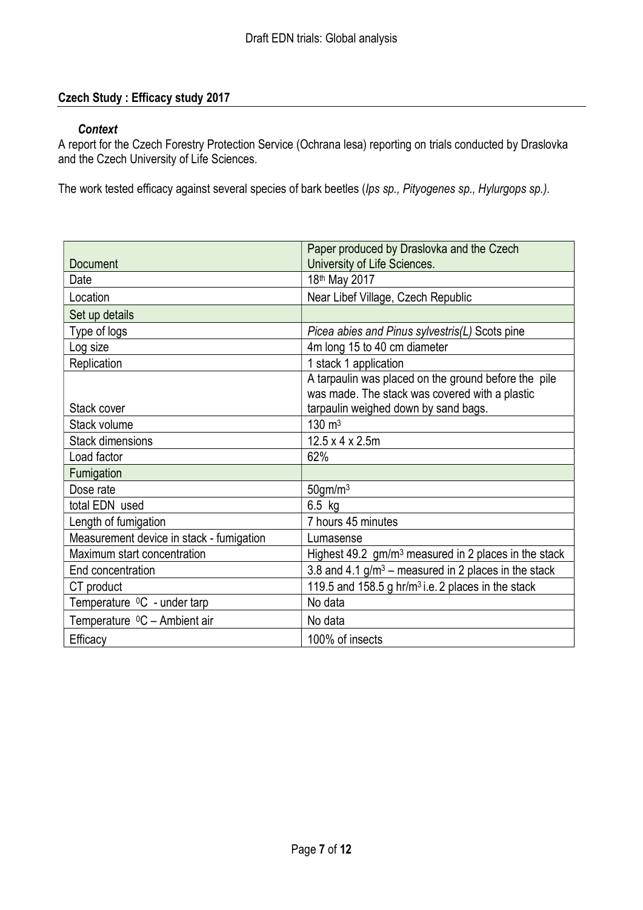**Czech Study : Efficacy study 2017**

***Context***

A report for the Czech Forestry Protection Service (Ochrana lesa) reporting on trials conducted by Draslovka and the Czech University of Life Sciences.

The work tested efficacy against several species of bark beetles (*Ips sp., Pityogenes sp., Hylurgops sp.).*

| Document | Paper produced by Draslovka and the Czech University of Life Sciences. |
|---|---|
| Date | 18th May 2017 |
| Location | Near Libef Village, Czech Republic |
| Set up details | |
| Type of logs | *Picea abies and Pinus sylvestris(L)* Scots pine |
| Log size | 4m long 15 to 40 cm diameter |
| Replication | 1 stack 1 application |
| Stack cover | A tarpaulin was placed on the ground before the pile was made. The stack was covered with a plastic tarpaulin weighed down by sand bags. |
| Stack volume | 130 $m^3$ |
| Stack dimensions | 12.5 x 4 x 2.5m |
| Load factor | 62% |
| Fumigation | |
| Dose rate | 50gm/$m^3$ |
| total EDN used | 6.5 kg |
| Length of fumigation | 7 hours 45 minutes |
| Measurement device in stack - fumigation | Lumasense |
| Maximum start concentration | Highest 49.2 gm/$m^3$ measured in 2 places in the stack |
| End concentration | 3.8 and 4.1 g/$m^3$ – measured in 2 places in the stack |
| CT product | 119.5 and 158.5 g hr/$m^3$ i.e. 2 places in the stack |
| Temperature $^0$C - under tarp | No data |
| Temperature $^0$C – Ambient air | No data |
| Efficacy | 100% of insects |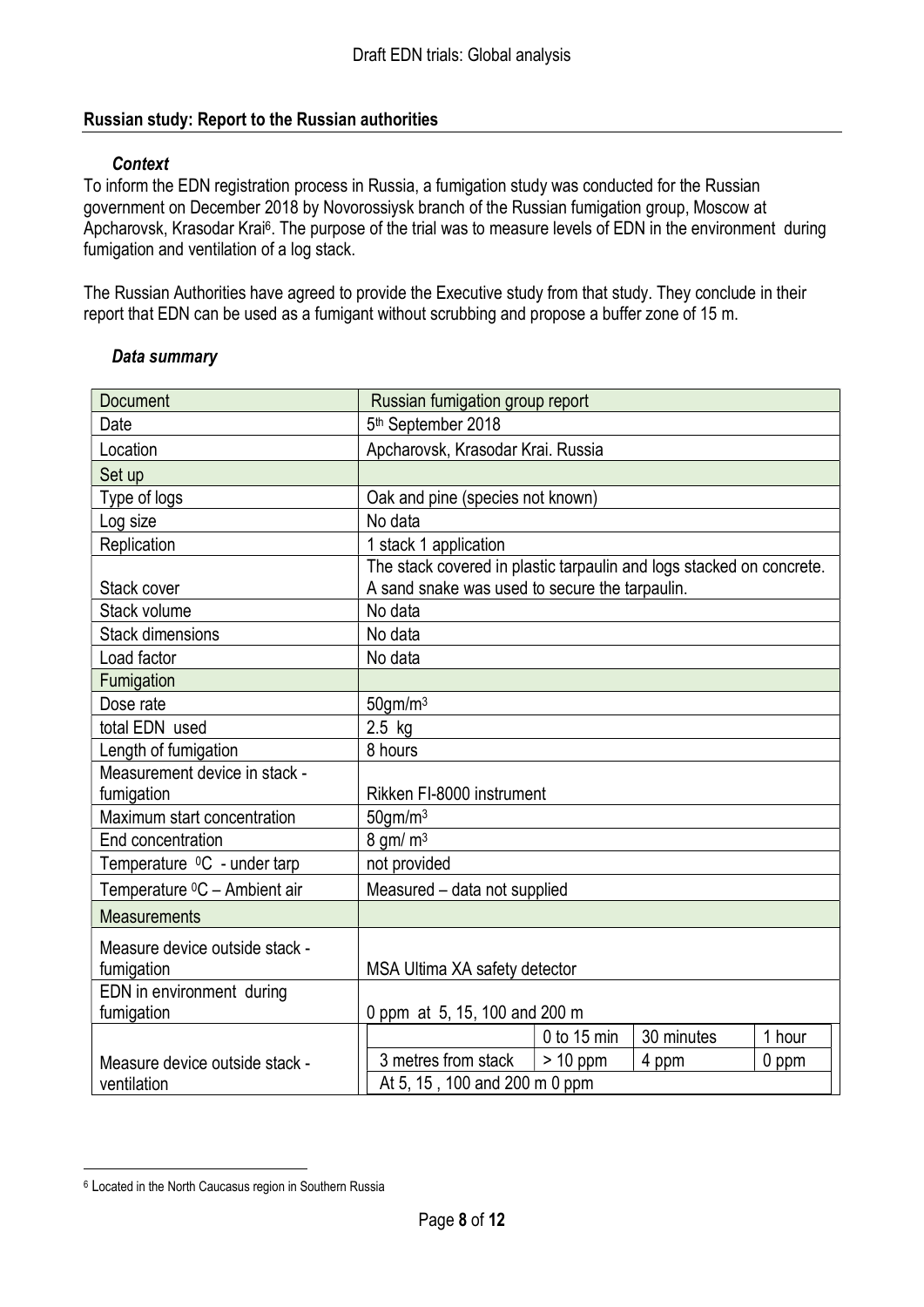## Russian study: Report to the Russian authorities

### *Context*

To inform the EDN registration process in Russia, a fumigation study was conducted for the Russian government on December 2018 by Novorossiysk branch of the Russian fumigation group, Moscow at Apcharovsk, Krasodar Krai[6]. The purpose of the trial was to measure levels of EDN in the environment during fumigation and ventilation of a log stack.

The Russian Authorities have agreed to provide the Executive study from that study. They conclude in their report that EDN can be used as a fumigant without scrubbing and propose a buffer zone of 15 m.

### *Data summary*

| Document | Russian fumigation group report | | | |
|---|---|---|---|---|
| Date | 5th September 2018 | | | |
| Location | Apcharovsk, Krasodar Krai. Russia | | | |
| Set up | | | | |
| Type of logs | Oak and pine (species not known) | | | |
| Log size | No data | | | |
| Replication | 1 stack 1 application | | | |
| Stack cover | The stack covered in plastic tarpaulin and logs stacked on concrete. A sand snake was used to secure the tarpaulin. | | | |
| Stack volume | No data | | | |
| Stack dimensions | No data | | | |
| Load factor | No data | | | |
| Fumigation | | | | |
| Dose rate | 50gm/m$^3$ | | | |
| total EDN used | 2.5 kg | | | |
| Length of fumigation | 8 hours | | | |
| Measurement device in stack - fumigation | Rikken FI-8000 instrument | | | |
| Maximum start concentration | 50gm/m$^3$ | | | |
| End concentration | 8 gm/ m$^3$ | | | |
| Temperature $^0$C - under tarp | not provided | | | |
| Temperature $^0$C – Ambient air | Measured – data not supplied | | | |
| Measurements | | | | |
| Measure device outside stack - fumigation | MSA Ultima XA safety detector | | | |
| EDN in environment during fumigation | 0 ppm at 5, 15, 100 and 200 m | | | |
| Measure device outside stack - ventilation | | 0 to 15 min | 30 minutes | 1 hour |
| | 3 metres from stack | > 10 ppm | 4 ppm | 0 ppm |
| | At 5, 15 , 100 and 200 m 0 ppm | | | |

[6] Located in the North Caucasus region in Southern Russia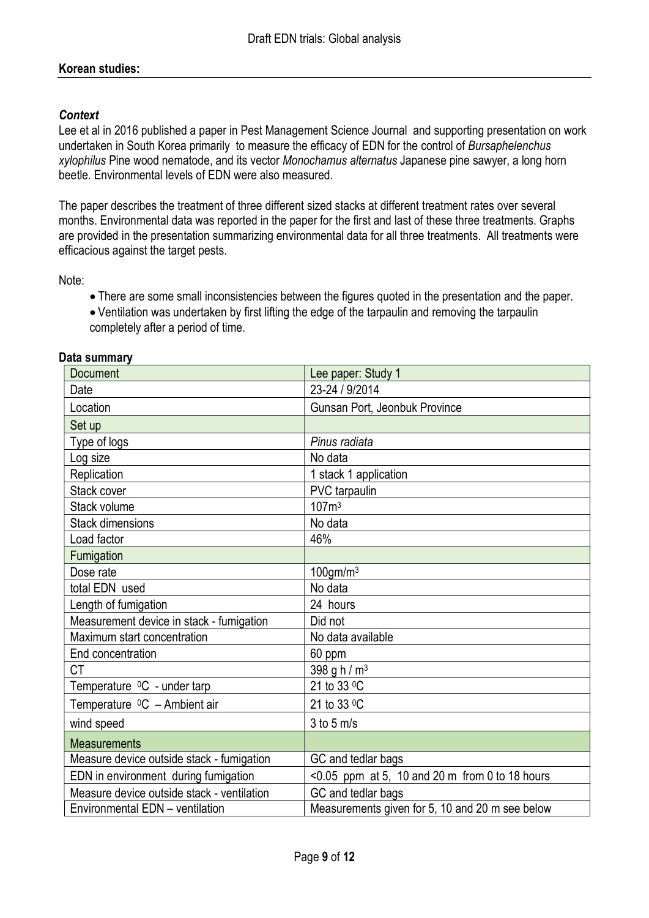**Korean studies:**

***Context***

Lee et al in 2016 published a paper in Pest Management Science Journal and supporting presentation on work undertaken in South Korea primarily to measure the efficacy of EDN for the control of *Bursaphelenchus xylophilus* Pine wood nematode, and its vector *Monochamus alternatus* Japanese pine sawyer, a long horn beetle. Environmental levels of EDN were also measured.

The paper describes the treatment of three different sized stacks at different treatment rates over several months. Environmental data was reported in the paper for the first and last of these three treatments. Graphs are provided in the presentation summarizing environmental data for all three treatments. All treatments were efficacious against the target pests.

Note:

- There are some small inconsistencies between the figures quoted in the presentation and the paper.
- Ventilation was undertaken by first lifting the edge of the tarpaulin and removing the tarpaulin completely after a period of time.

**Data summary**

| Document | Lee paper: Study 1 |
|---|---|
| Date | 23-24 / 9/2014 |
| Location | Gunsan Port, Jeonbuk Province |
| Set up | |
| Type of logs | *Pinus radiata* |
| Log size | No data |
| Replication | 1 stack 1 application |
| Stack cover | PVC tarpaulin |
| Stack volume | 107m$^3$ |
| Stack dimensions | No data |
| Load factor | 46% |
| Fumigation | |
| Dose rate | 100gm/m$^3$ |
| total EDN used | No data |
| Length of fumigation | 24 hours |
| Measurement device in stack - fumigation | Did not |
| Maximum start concentration | No data available |
| End concentration | 60 ppm |
| CT | 398 g h / m$^3$ |
| Temperature $^0$C - under tarp | 21 to 33 $^0$C |
| Temperature $^0$C – Ambient air | 21 to 33 $^0$C |
| wind speed | 3 to 5 m/s |
| Measurements | |
| Measure device outside stack - fumigation | GC and tedlar bags |
| EDN in environment during fumigation | <0.05 ppm at 5, 10 and 20 m from 0 to 18 hours |
| Measure device outside stack - ventilation | GC and tedlar bags |
| Environmental EDN – ventilation | Measurements given for 5, 10 and 20 m see below |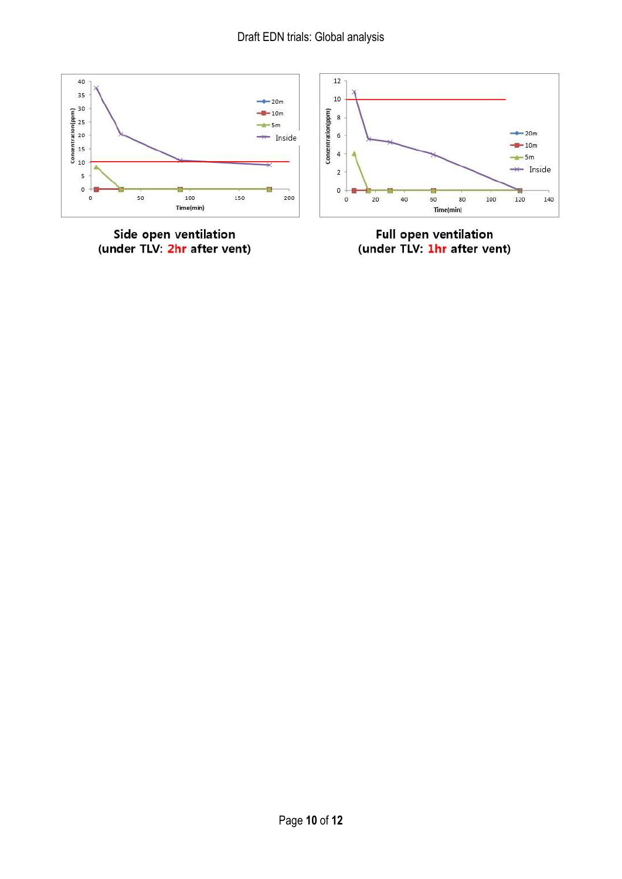Side open ventilation
(under TLV: 2hr after vent)

Full open ventilation
(under TLV: 1hr after vent)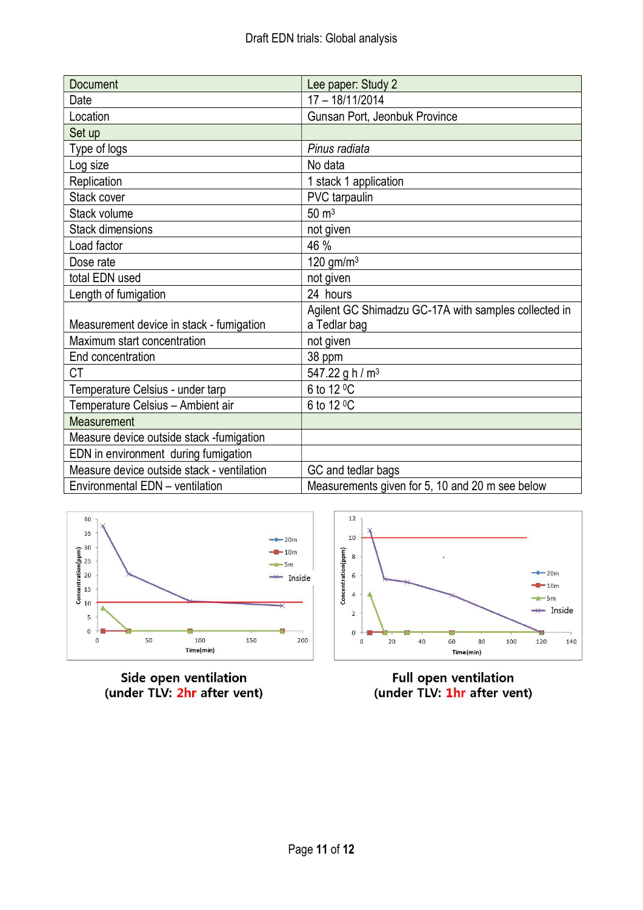| Document | Lee paper: Study 2 |
|---|---|
| Date | 17 – 18/11/2014 |
| Location | Gunsan Port, Jeonbuk Province |
| Set up | |
| Type of logs | *Pinus radiata* |
| Log size | No data |
| Replication | 1 stack 1 application |
| Stack cover | PVC tarpaulin |
| Stack volume | 50 $m^3$ |
| Stack dimensions | not given |
| Load factor | 46 % |
| Dose rate | 120 $gm/m^3$ |
| total EDN used | not given |
| Length of fumigation | 24 hours |
| Measurement device in stack - fumigation | Agilent GC Shimadzu GC-17A with samples collected in a Tedlar bag |
| Maximum start concentration | not given |
| End concentration | 38 ppm |
| CT | 547.22 g h / $m^3$ |
| Temperature Celsius - under tarp | 6 to 12 $^0$C |
| Temperature Celsius – Ambient air | 6 to 12 $^0$C |
| Measurement | |
| Measure device outside stack -fumigation | |
| EDN in environment during fumigation | |
| Measure device outside stack - ventilation | GC and tedlar bags |
| Environmental EDN – ventilation | Measurements given for 5, 10 and 20 m see below |

**Side open ventilation**
**(under TLV: 2hr after vent)**

**Full open ventilation**
**(under TLV: 1hr after vent)**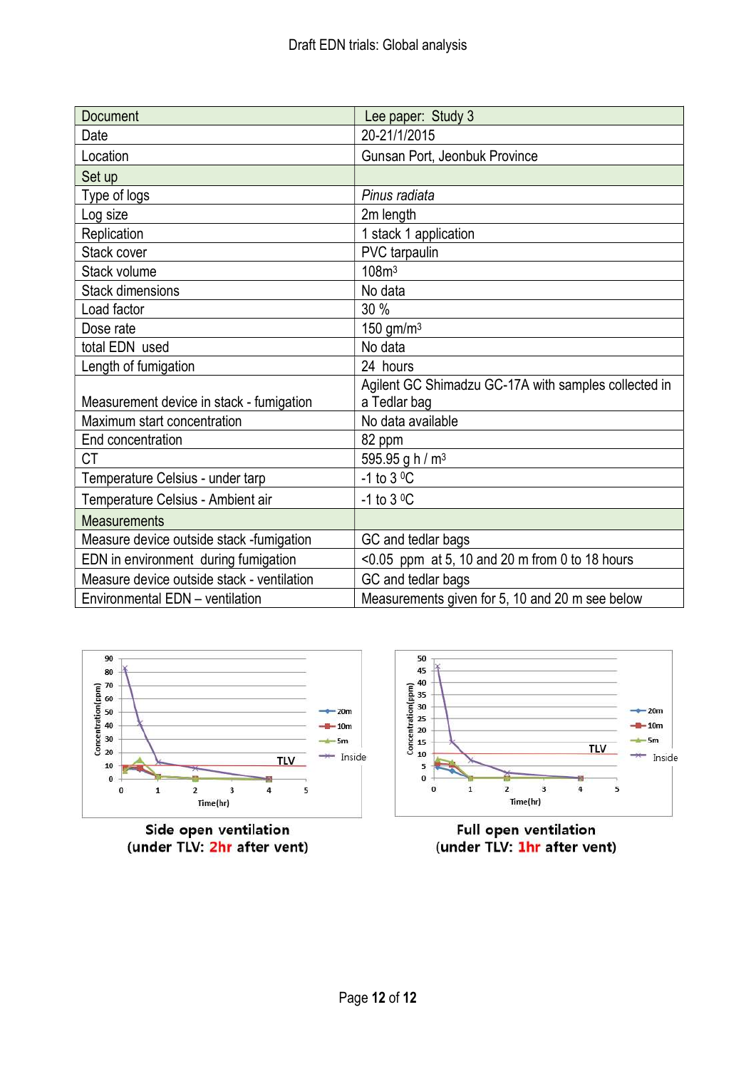| Document | Lee paper: Study 3 |
|---|---|
| Date | 20-21/1/2015 |
| Location | Gunsan Port, Jeonbuk Province |
| Set up | |
| Type of logs | *Pinus radiata* |
| Log size | 2m length |
| Replication | 1 stack 1 application |
| Stack cover | PVC tarpaulin |
| Stack volume | 108m$^3$ |
| Stack dimensions | No data |
| Load factor | 30 % |
| Dose rate | 150 gm/m$^3$ |
| total EDN used | No data |
| Length of fumigation | 24 hours |
| Measurement device in stack - fumigation | Agilent GC Shimadzu GC-17A with samples collected in a Tedlar bag |
| Maximum start concentration | No data available |
| End concentration | 82 ppm |
| CT | 595.95 g h / m$^3$ |
| Temperature Celsius - under tarp | -1 to 3 $^0$C |
| Temperature Celsius - Ambient air | -1 to 3 $^0$C |
| Measurements | |
| Measure device outside stack -fumigation | GC and tedlar bags |
| EDN in environment during fumigation | <0.05 ppm at 5, 10 and 20 m from 0 to 18 hours |
| Measure device outside stack - ventilation | GC and tedlar bags |
| Environmental EDN – ventilation | Measurements given for 5, 10 and 20 m see below |

Concentration(ppm)
90
80
70
60
50
40
30
20
10
0
0 1 2 3 4 5
Time(hr)
TLV
20m
10m
5m
Inside

**Side open ventilation**
**(under TLV: 2hr after vent)**

Concentration(ppm)
50
45
40
35
30
25
20
15
10
5
0
0 1 2 3 4 5
Time(hr)
TLV
20m
10m
5m
Inside

**Full open ventilation**
**(under TLV: 1hr after vent)**